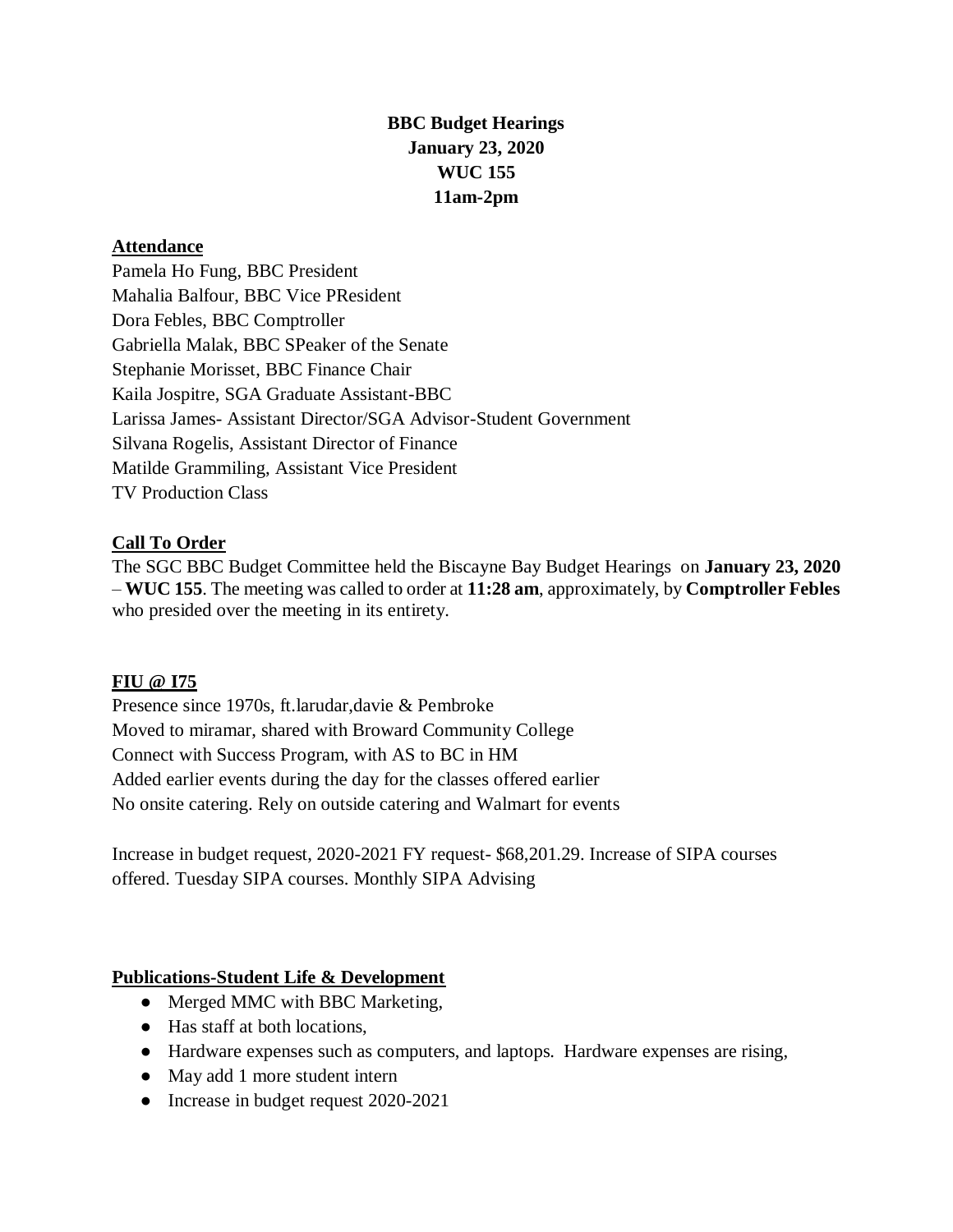**BBC Budget Hearings**
**January 23, 2020**
**WUC 155**
**11am-2pm**

## Attendance

Pamela Ho Fung, BBC President
Mahalia Balfour, BBC Vice PResident
Dora Febles, BBC Comptroller
Gabriella Malak, BBC SPeaker of the Senate
Stephanie Morisset, BBC Finance Chair
Kaila Jospitre, SGA Graduate Assistant-BBC
Larissa James- Assistant Director/SGA Advisor-Student Government
Silvana Rogelis, Assistant Director of Finance
Matilde Grammiling, Assistant Vice President
TV Production Class

## Call To Order

The SGC BBC Budget Committee held the Biscayne Bay Budget Hearings on **January 23, 2020** – **WUC 155**. The meeting was called to order at **11:28 am**, approximately, by **Comptroller Febles** who presided over the meeting in its entirety.

## FIU @ I75

Presence since 1970s, ft.larudar,davie & Pembroke
Moved to miramar, shared with Broward Community College
Connect with Success Program, with AS to BC in HM
Added earlier events during the day for the classes offered earlier
No onsite catering. Rely on outside catering and Walmart for events

Increase in budget request, 2020-2021 FY request- $68,201.29. Increase of SIPA courses offered. Tuesday SIPA courses. Monthly SIPA Advising

## Publications-Student Life & Development

- Merged MMC with BBC Marketing,
- Has staff at both locations,
- Hardware expenses such as computers, and laptops. Hardware expenses are rising,
- May add 1 more student intern
- Increase in budget request 2020-2021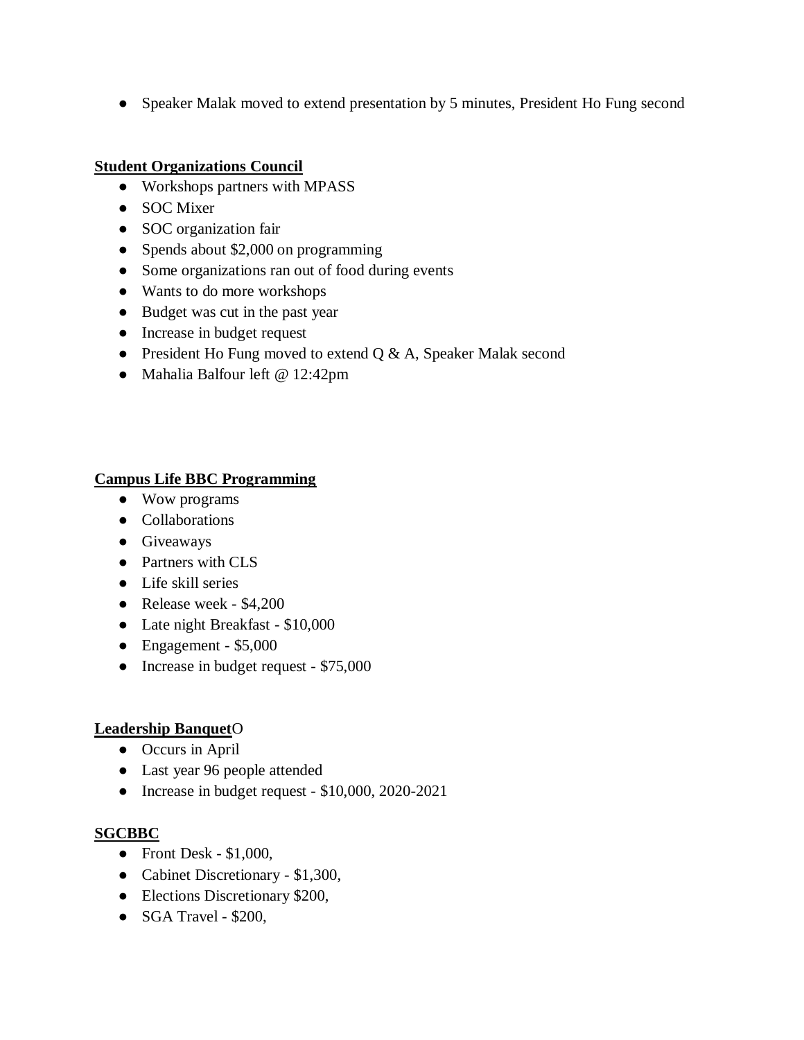- Speaker Malak moved to extend presentation by 5 minutes, President Ho Fung second

**Student Organizations Council**

- Workshops partners with MPASS
- SOC Mixer
- SOC organization fair
- Spends about $2,000 on programming
- Some organizations ran out of food during events
- Wants to do more workshops
- Budget was cut in the past year
- Increase in budget request
- President Ho Fung moved to extend Q & A, Speaker Malak second
- Mahalia Balfour left @ 12:42pm

**Campus Life BBC Programming**

- Wow programs
- Collaborations
- Giveaways
- Partners with CLS
- Life skill series
- Release week - $4,200
- Late night Breakfast - $10,000
- Engagement - $5,000
- Increase in budget request - $75,000

**Leadership Banquet**O

- Occurs in April
- Last year 96 people attended
- Increase in budget request - $10,000, 2020-2021

**SGCBBC**

- Front Desk - $1,000,
- Cabinet Discretionary - $1,300,
- Elections Discretionary $200,
- SGA Travel - $200,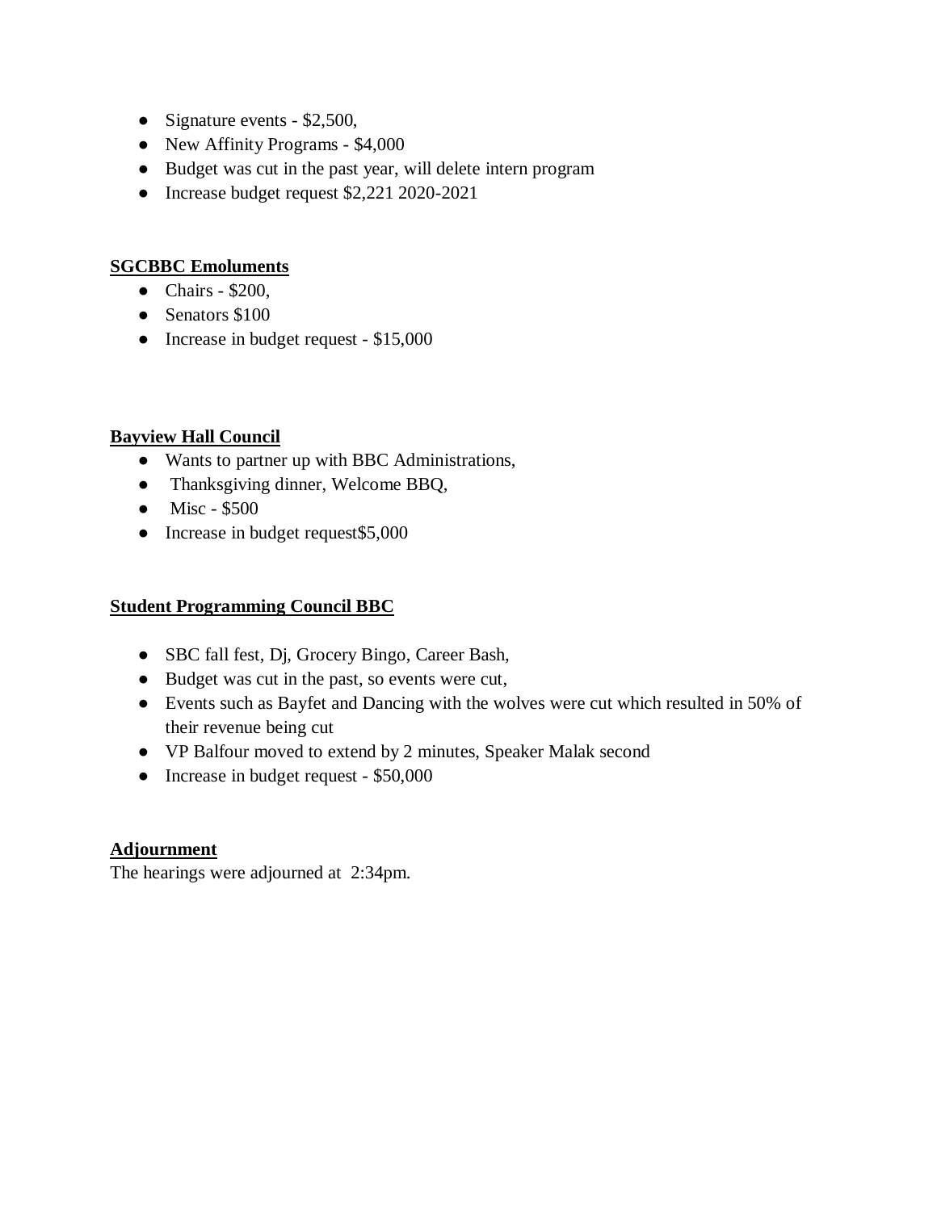- Signature events - $2,500,
- New Affinity Programs - $4,000
- Budget was cut in the past year, will delete intern program
- Increase budget request $2,221 2020-2021

**SGCBBC Emoluments**

- Chairs - $200,
- Senators $100
- Increase in budget request - $15,000

**Bayview Hall Council**

- Wants to partner up with BBC Administrations,
- Thanksgiving dinner, Welcome BBQ,
- Misc - $500
- Increase in budget request$5,000

**Student Programming Council BBC**

- SBC fall fest, Dj, Grocery Bingo, Career Bash,
- Budget was cut in the past, so events were cut,
- Events such as Bayfet and Dancing with the wolves were cut which resulted in 50% of their revenue being cut
- VP Balfour moved to extend by 2 minutes, Speaker Malak second
- Increase in budget request - $50,000

**Adjournment**

The hearings were adjourned at 2:34pm.